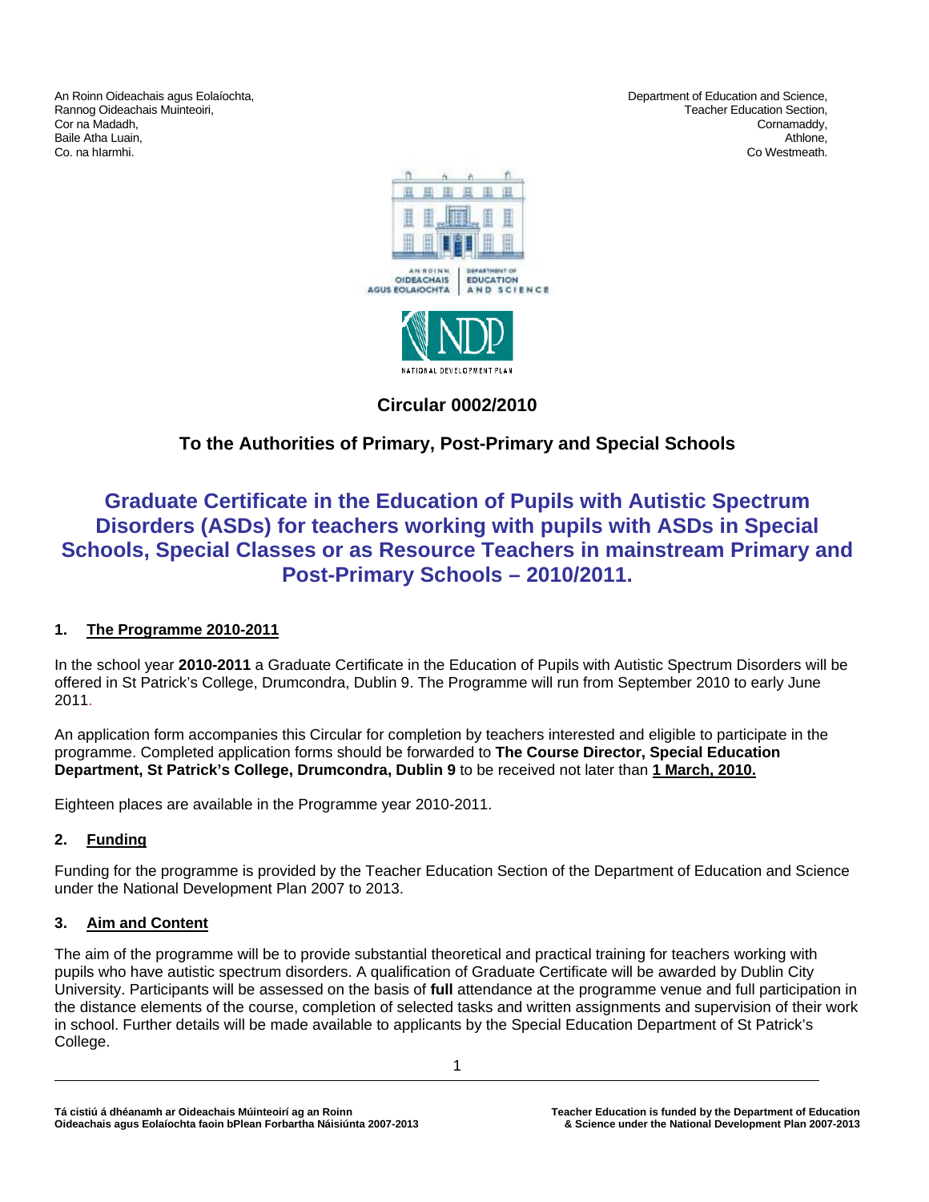An Roinn Oideachais agus Eolaíochta,
Rannog Oideachais Muinteoiri,
Cor na Madadh,
Baile Atha Luain,
Co. na hIarmhi.

Department of Education and Science,
Teacher Education Section,
Cornamaddy,
Athlone,
Co Westmeath.

## Circular 0002/2010

### To the Authorities of Primary, Post-Primary and Special Schools

# Graduate Certificate in the Education of Pupils with Autistic Spectrum Disorders (ASDs) for teachers working with pupils with ASDs in Special Schools, Special Classes or as Resource Teachers in mainstream Primary and Post-Primary Schools – 2010/2011.

### 1. The Programme 2010-2011

In the school year **2010-2011** a Graduate Certificate in the Education of Pupils with Autistic Spectrum Disorders will be offered in St Patrick's College, Drumcondra, Dublin 9. The Programme will run from September 2010 to early June 2011.

An application form accompanies this Circular for completion by teachers interested and eligible to participate in the programme. Completed application forms should be forwarded to **The Course Director, Special Education Department, St Patrick's College, Drumcondra, Dublin 9** to be received not later than **1 March, 2010.**

Eighteen places are available in the Programme year 2010-2011.

### 2. Funding

Funding for the programme is provided by the Teacher Education Section of the Department of Education and Science under the National Development Plan 2007 to 2013.

### 3. Aim and Content

The aim of the programme will be to provide substantial theoretical and practical training for teachers working with pupils who have autistic spectrum disorders. A qualification of Graduate Certificate will be awarded by Dublin City University. Participants will be assessed on the basis of **full** attendance at the programme venue and full participation in the distance elements of the course, completion of selected tasks and written assignments and supervision of their work in school. Further details will be made available to applicants by the Special Education Department of St Patrick's College.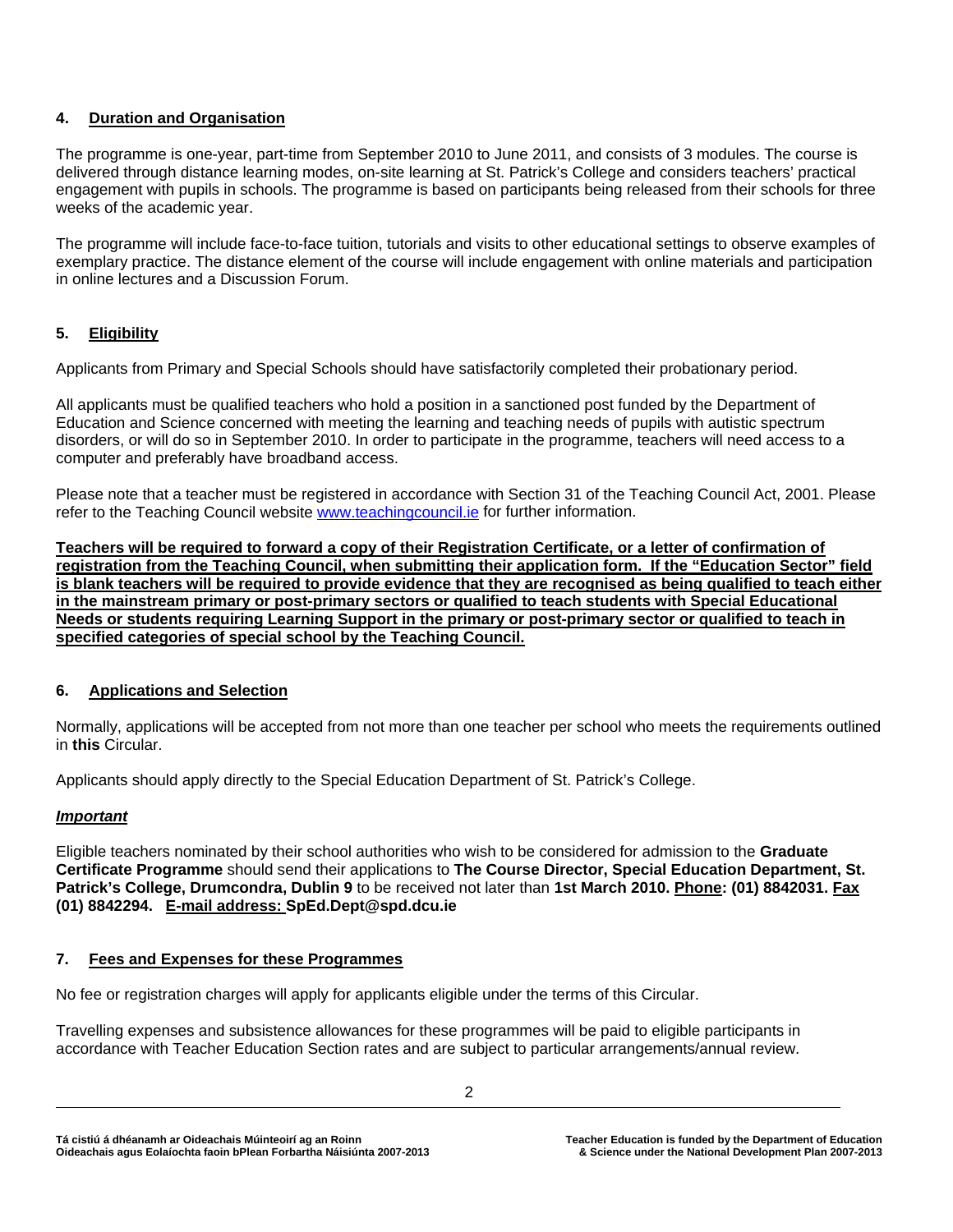## 4. Duration and Organisation

The programme is one-year, part-time from September 2010 to June 2011, and consists of 3 modules. The course is delivered through distance learning modes, on-site learning at St. Patrick's College and considers teachers' practical engagement with pupils in schools. The programme is based on participants being released from their schools for three weeks of the academic year.

The programme will include face-to-face tuition, tutorials and visits to other educational settings to observe examples of exemplary practice. The distance element of the course will include engagement with online materials and participation in online lectures and a Discussion Forum.

## 5. Eligibility

Applicants from Primary and Special Schools should have satisfactorily completed their probationary period.

All applicants must be qualified teachers who hold a position in a sanctioned post funded by the Department of Education and Science concerned with meeting the learning and teaching needs of pupils with autistic spectrum disorders, or will do so in September 2010. In order to participate in the programme, teachers will need access to a computer and preferably have broadband access.

Please note that a teacher must be registered in accordance with Section 31 of the Teaching Council Act, 2001. Please refer to the Teaching Council website www.teachingcouncil.ie for further information.

**Teachers will be required to forward a copy of their Registration Certificate, or a letter of confirmation of registration from the Teaching Council, when submitting their application form. If the "Education Sector" field is blank teachers will be required to provide evidence that they are recognised as being qualified to teach either in the mainstream primary or post-primary sectors or qualified to teach students with Special Educational Needs or students requiring Learning Support in the primary or post-primary sector or qualified to teach in specified categories of special school by the Teaching Council.**

## 6. Applications and Selection

Normally, applications will be accepted from not more than one teacher per school who meets the requirements outlined in **this** Circular.

Applicants should apply directly to the Special Education Department of St. Patrick's College.

***Important***

Eligible teachers nominated by their school authorities who wish to be considered for admission to the **Graduate Certificate Programme** should send their applications to **The Course Director, Special Education Department, St. Patrick's College, Drumcondra, Dublin 9** to be received not later than **1st March 2010. Phone: (01) 8842031. Fax (01) 8842294. E-mail address: SpEd.Dept@spd.dcu.ie**

## 7. Fees and Expenses for these Programmes

No fee or registration charges will apply for applicants eligible under the terms of this Circular.

Travelling expenses and subsistence allowances for these programmes will be paid to eligible participants in accordance with Teacher Education Section rates and are subject to particular arrangements/annual review.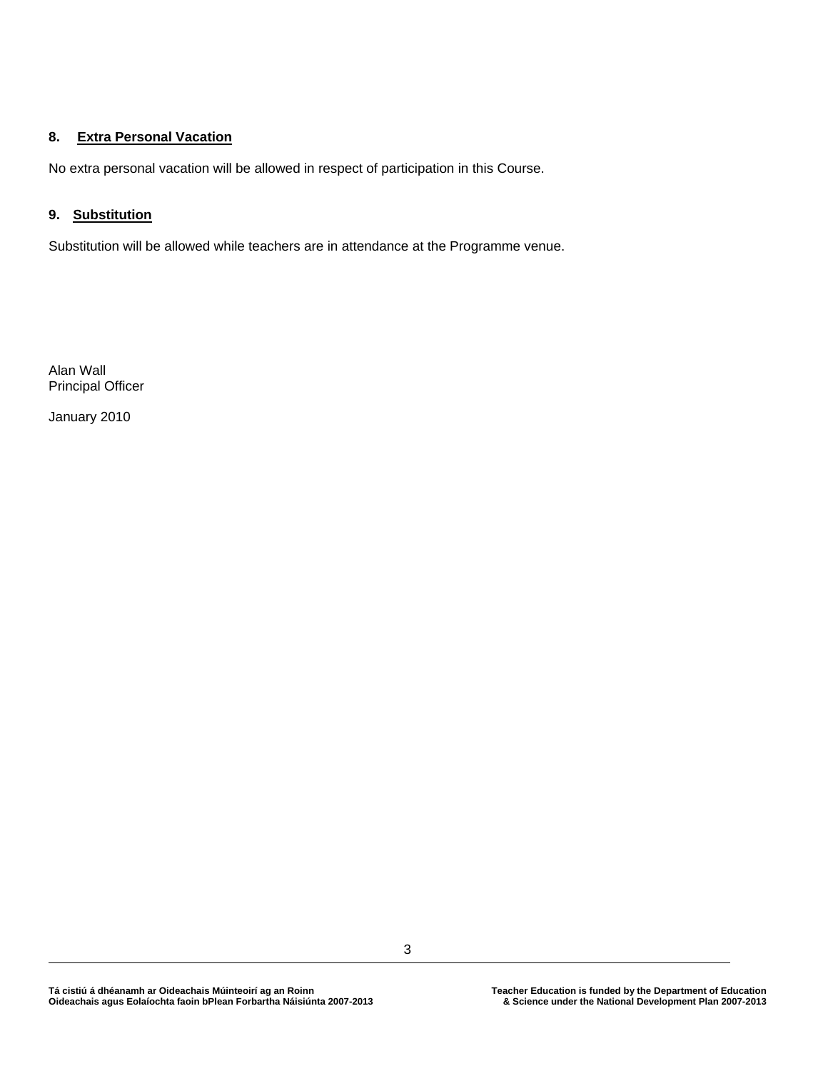## 8. Extra Personal Vacation

No extra personal vacation will be allowed in respect of participation in this Course.

## 9. Substitution

Substitution will be allowed while teachers are in attendance at the Programme venue.

Alan Wall
Principal Officer

January 2010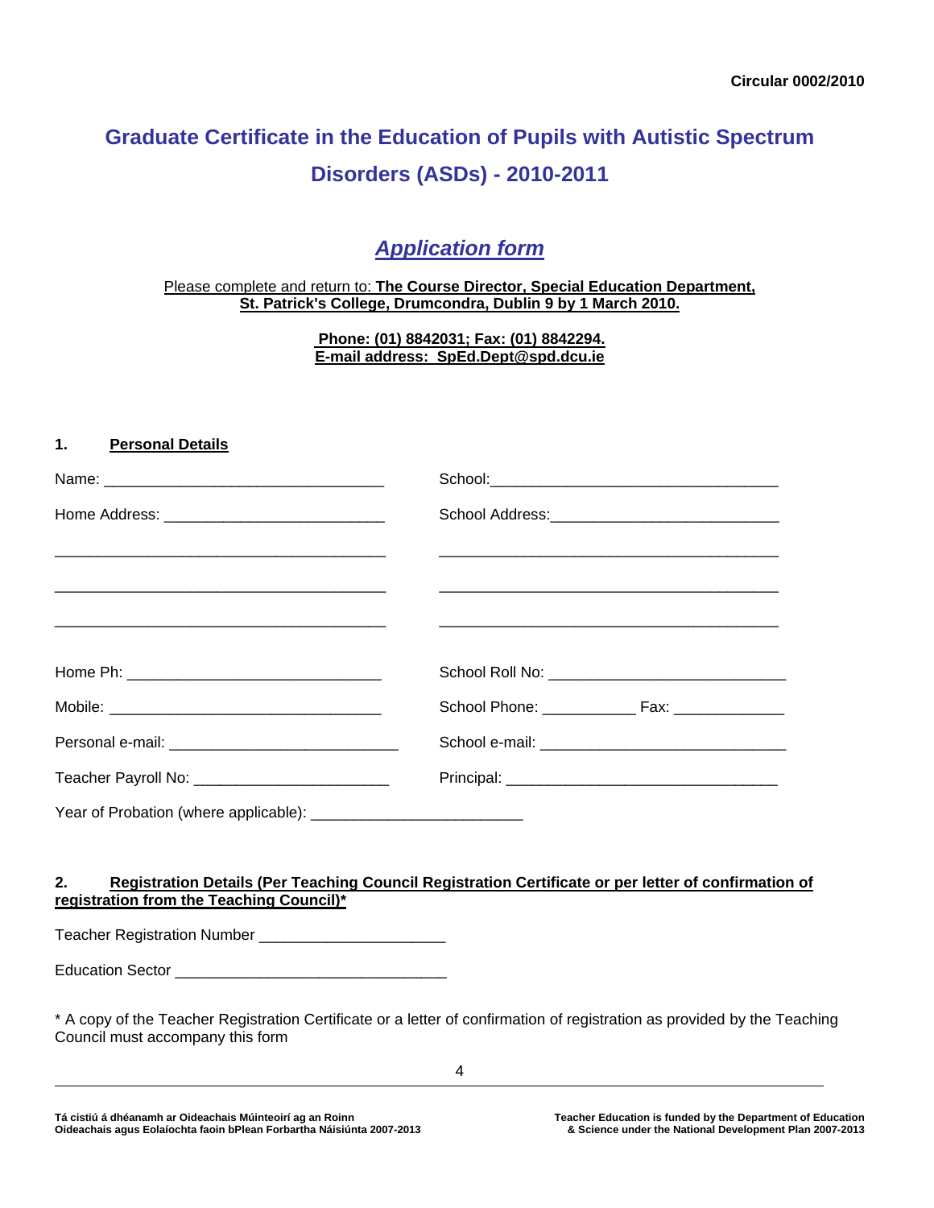Circular 0002/2010

# Graduate Certificate in the Education of Pupils with Autistic Spectrum Disorders (ASDs) - 2010-2011

## ***Application form***

Please complete and return to: **The Course Director, Special Education Department, St. Patrick's College, Drumcondra, Dublin 9 by 1 March 2010.**

**Phone: (01) 8842031; Fax: (01) 8842294.**
**E-mail address: SpEd.Dept@spd.dcu.ie**

### 1. Personal Details

Name: _________________________________

Home Address: __________________________

________________________________________

________________________________________

________________________________________

Home Ph: ______________________________

Mobile: ________________________________

Personal e-mail: ___________________________

Teacher Payroll No: _______________________

School: __________________________________

School Address: ___________________________

________________________________________

________________________________________

________________________________________

School Roll No: _____________________________

School Phone: ___________ Fax: _____________

School e-mail: _____________________________

Principal: ________________________________

Year of Probation (where applicable): _______________________

### 2. Registration Details (Per Teaching Council Registration Certificate or per letter of confirmation of registration from the Teaching Council)*

Teacher Registration Number _____________________

Education Sector _______________________________

* A copy of the Teacher Registration Certificate or a letter of confirmation of registration as provided by the Teaching Council must accompany this form

**Tá cistiú á dhéanamh ar Oideachais Múinteoirí ag an Roinn Oideachais agus Eolaíochta faoin bPlean Forbartha Náisiúnta 2007-2013**

**Teacher Education is funded by the Department of Education & Science under the National Development Plan 2007-2013**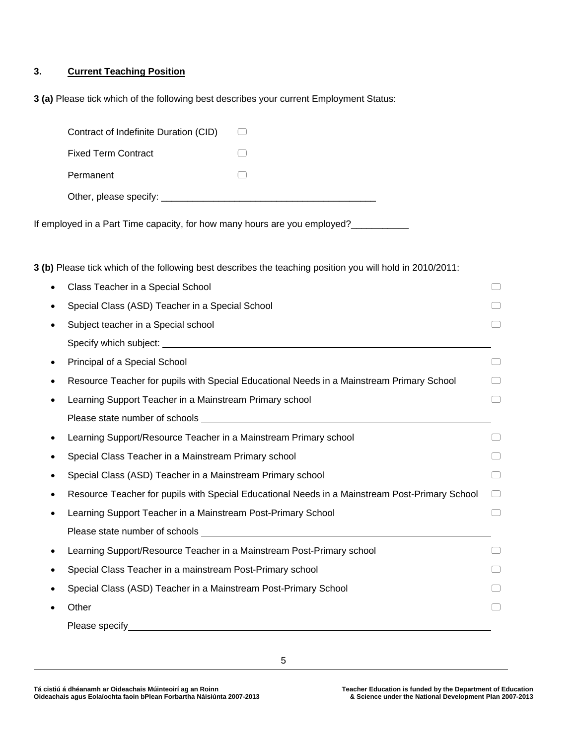## 3. Current Teaching Position

**3 (a)** Please tick which of the following best describes your current Employment Status:

- Contract of Indefinite Duration (CID) ☐
- Fixed Term Contract ☐
- Permanent ☐
- Other, please specify: ________________________________________

If employed in a Part Time capacity, for how many hours are you employed?___________

**3 (b)** Please tick which of the following best describes the teaching position you will hold in 2010/2011:

- Class Teacher in a Special School ☐
- Special Class (ASD) Teacher in a Special School ☐
- Subject teacher in a Special school ☐
  Specify which subject: ________________________________________
- Principal of a Special School ☐
- Resource Teacher for pupils with Special Educational Needs in a Mainstream Primary School ☐
- Learning Support Teacher in a Mainstream Primary school ☐
  Please state number of schools ________________________________________
- Learning Support/Resource Teacher in a Mainstream Primary school ☐
- Special Class Teacher in a Mainstream Primary school ☐
- Special Class (ASD) Teacher in a Mainstream Primary school ☐
- Resource Teacher for pupils with Special Educational Needs in a Mainstream Post-Primary School ☐
- Learning Support Teacher in a Mainstream Post-Primary School ☐
  Please state number of schools ________________________________________
- Learning Support/Resource Teacher in a Mainstream Post-Primary school ☐
- Special Class Teacher in a mainstream Post-Primary school ☐
- Special Class (ASD) Teacher in a Mainstream Post-Primary School ☐
- Other ☐
  Please specify________________________________________

**Tá cistiú á dhéanamh ar Oideachais Múinteoirí ag an Roinn Oideachais agus Eolaíochta faoin bPlean Forbartha Náisiúnta 2007-2013**

**Teacher Education is funded by the Department of Education & Science under the National Development Plan 2007-2013**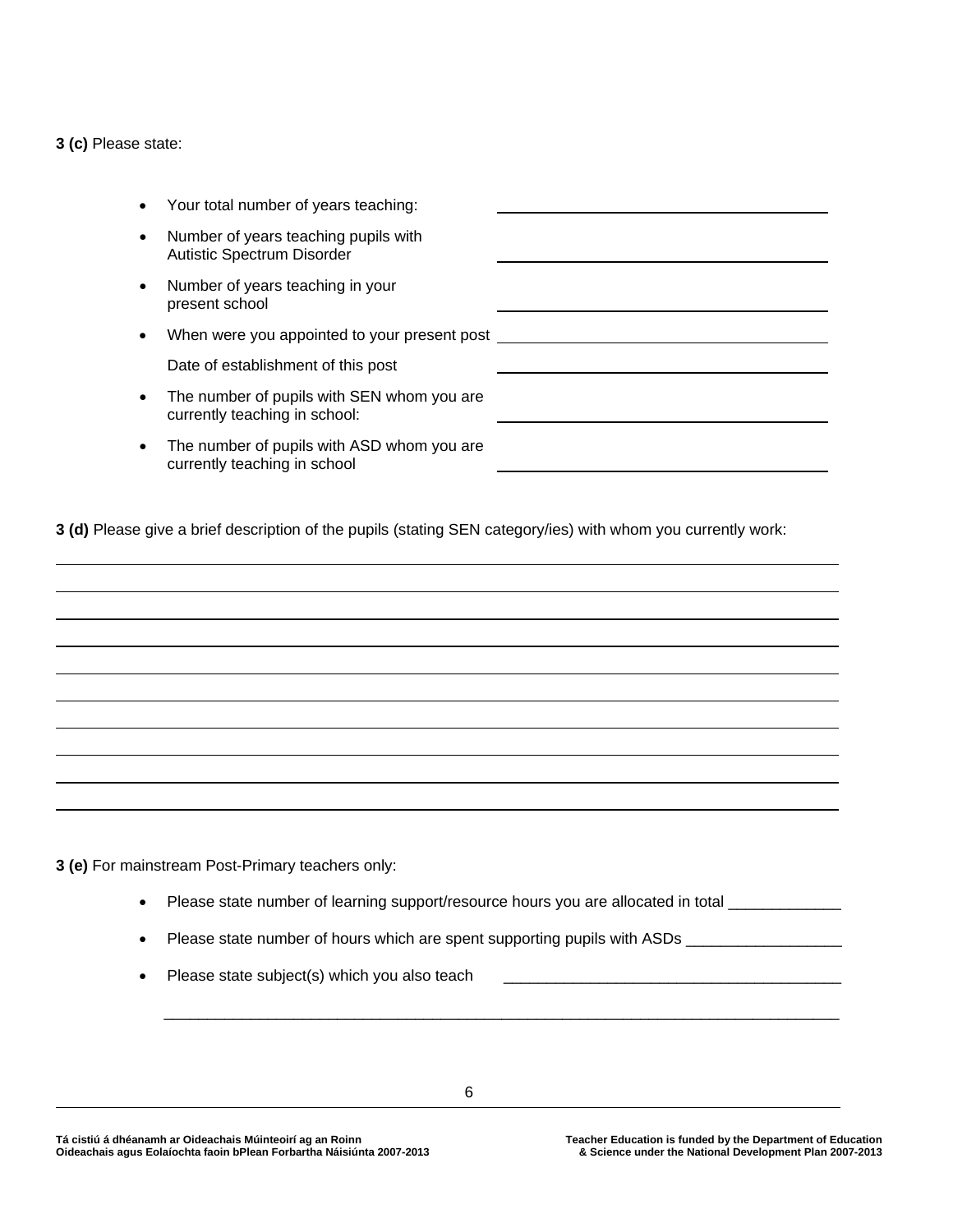**3 (c)** Please state:

- Your total number of years teaching: ____________________
- Number of years teaching pupils with Autistic Spectrum Disorder ____________________
- Number of years teaching in your present school ____________________
- When were you appointed to your present post ____________________

  Date of establishment of this post ____________________
- The number of pupils with SEN whom you are currently teaching in school: ____________________
- The number of pupils with ASD whom you are currently teaching in school ____________________

**3 (d)** Please give a brief description of the pupils (stating SEN category/ies) with whom you currently work:

______________________________________________________________________________

______________________________________________________________________________

______________________________________________________________________________

______________________________________________________________________________

______________________________________________________________________________

______________________________________________________________________________

______________________________________________________________________________

______________________________________________________________________________

______________________________________________________________________________

**3 (e)** For mainstream Post-Primary teachers only:

- Please state number of learning support/resource hours you are allocated in total _____________
- Please state number of hours which are spent supporting pupils with ASDs __________________
- Please state subject(s) which you also teach _______________________________________

  ______________________________________________________________________________

Tá cistiú á dhéanamh ar Oideachais Múinteoirí ag an Roinn Oideachais agus Eolaíochta faoin bPlean Forbartha Náisiúnta 2007-2013

Teacher Education is funded by the Department of Education & Science under the National Development Plan 2007-2013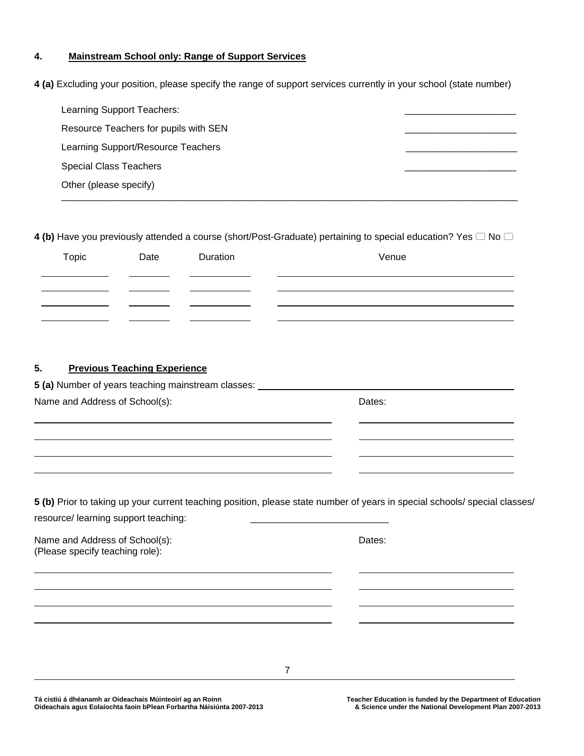## 4. Mainstream School only: Range of Support Services

**4 (a)** Excluding your position, please specify the range of support services currently in your school (state number)

Learning Support Teachers: ____________________

Resource Teachers for pupils with SEN ____________________

Learning Support/Resource Teachers ____________________

Special Class Teachers ____________________

Other (please specify)

________________________________________________________________________________

**4 (b)** Have you previously attended a course (short/Post-Graduate) pertaining to special education? Yes ☐ No ☐

| Topic | Date | Duration | Venue |
|---|---|---|---|
| | | | |
| | | | |
| | | | |
| | | | |

## 5. Previous Teaching Experience

**5 (a)** Number of years teaching mainstream classes: ____________________

| Name and Address of School(s): | Dates: |
|---|---|
| | |
| | |
| | |
| | |

**5 (b)** Prior to taking up your current teaching position, please state number of years in special schools/ special classes/ resource/ learning support teaching: ____________________

| Name and Address of School(s): (Please specify teaching role): | Dates: |
|---|---|
| | |
| | |
| | |
| | |

Tá cistiú á dhéanamh ar Oideachais Múinteoirí ag an Roinn Oideachais agus Eolaíochta faoin bPlean Forbartha Náisiúnta 2007-2013

Teacher Education is funded by the Department of Education & Science under the National Development Plan 2007-2013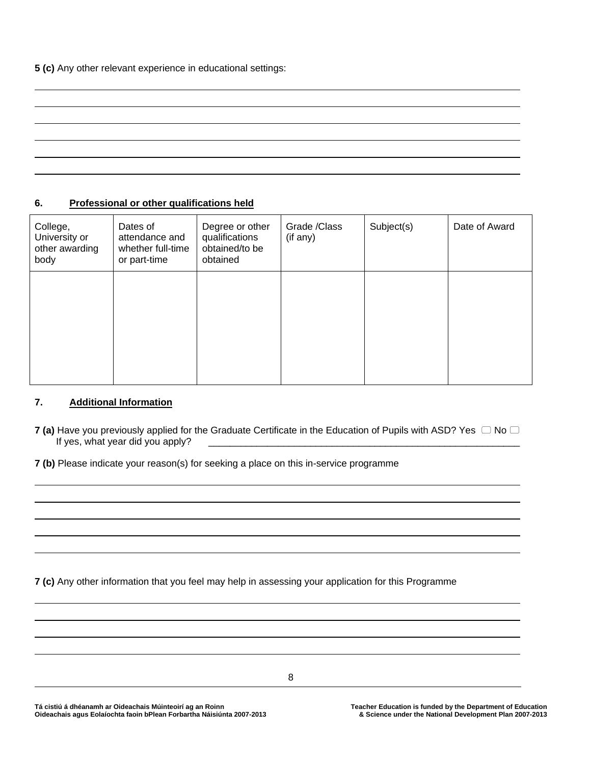**5 (c)** Any other relevant experience in educational settings:

## 6. Professional or other qualifications held

| College, University or other awarding body | Dates of attendance and whether full-time or part-time | Degree or other qualifications obtained/to be obtained | Grade /Class (if any) | Subject(s) | Date of Award |
|---|---|---|---|---|---|
| | | | | | |

## 7. Additional Information

**7 (a)** Have you previously applied for the Graduate Certificate in the Education of Pupils with ASD? Yes ☐ No ☐
If yes, what year did you apply? ____________________________________________________________

**7 (b)** Please indicate your reason(s) for seeking a place on this in-service programme

**7 (c)** Any other information that you feel may help in assessing your application for this Programme

Tá cistiú á dhéanamh ar Oideachais Múinteoirí ag an Roinn Oideachais agus Eolaíochta faoin bPlean Forbartha Náisiúnta 2007-2013

Teacher Education is funded by the Department of Education & Science under the National Development Plan 2007-2013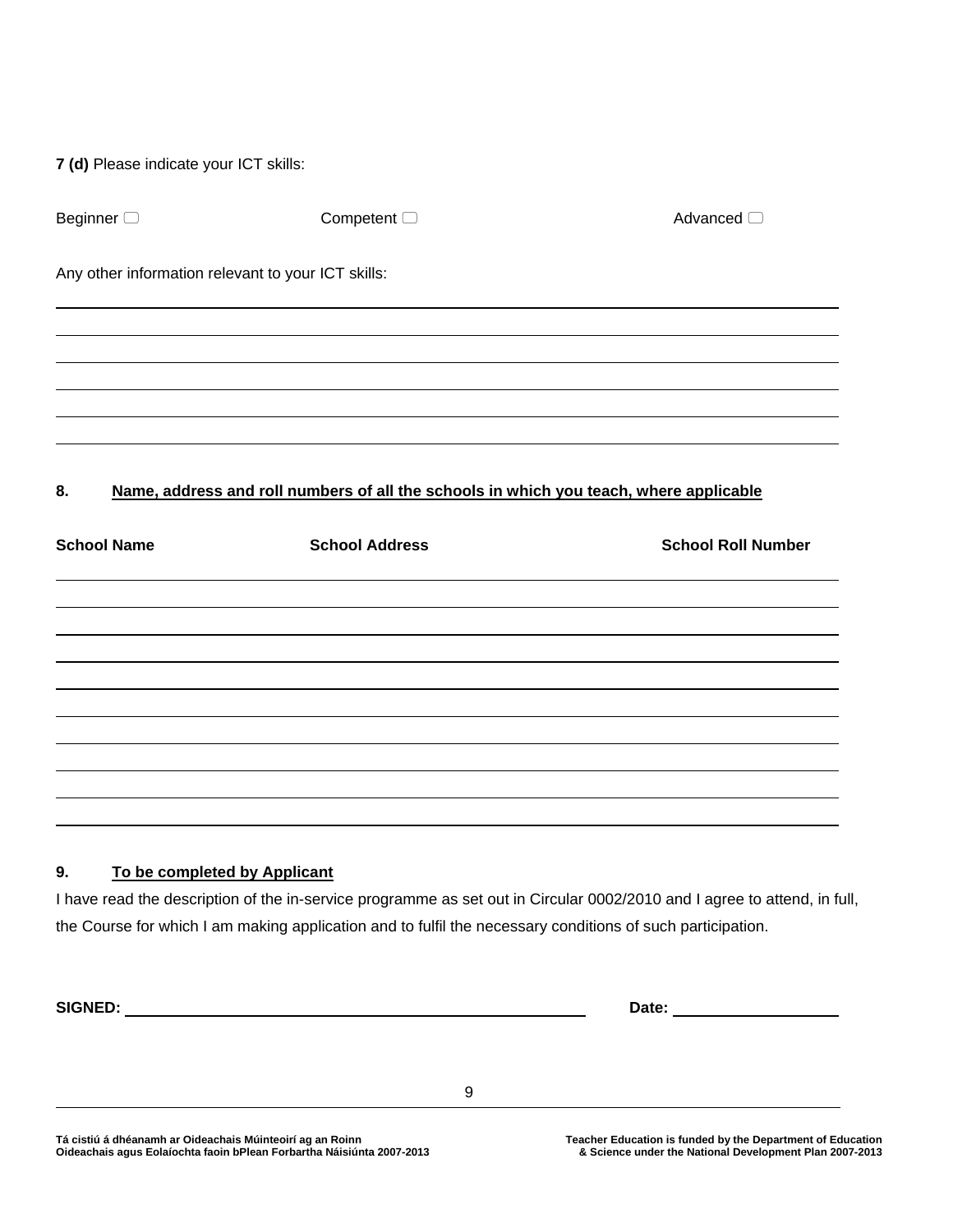**7 (d)** Please indicate your ICT skills:

Beginner ☐ Competent ☐ Advanced ☐

Any other information relevant to your ICT skills:

______________________________________________________________________

______________________________________________________________________

______________________________________________________________________

______________________________________________________________________

______________________________________________________________________

**8. <u>Name, address and roll numbers of all the schools in which you teach, where applicable</u>**

| School Name | School Address | School Roll Number |
|---|---|---|
| | | |
| | | |
| | | |
| | | |
| | | |
| | | |
| | | |
| | | |
| | | |

**9. <u>To be completed by Applicant</u>**

I have read the description of the in-service programme as set out in Circular 0002/2010 and I agree to attend, in full, the Course for which I am making application and to fulfil the necessary conditions of such participation.

**SIGNED:** ______________________________ **Date:** ______________

**Tá cistiú á dhéanamh ar Oideachais Múinteoirí ag an Roinn Oideachais agus Eolaíochta faoin bPlean Forbartha Náisiúnta 2007-2013**

**Teacher Education is funded by the Department of Education & Science under the National Development Plan 2007-2013**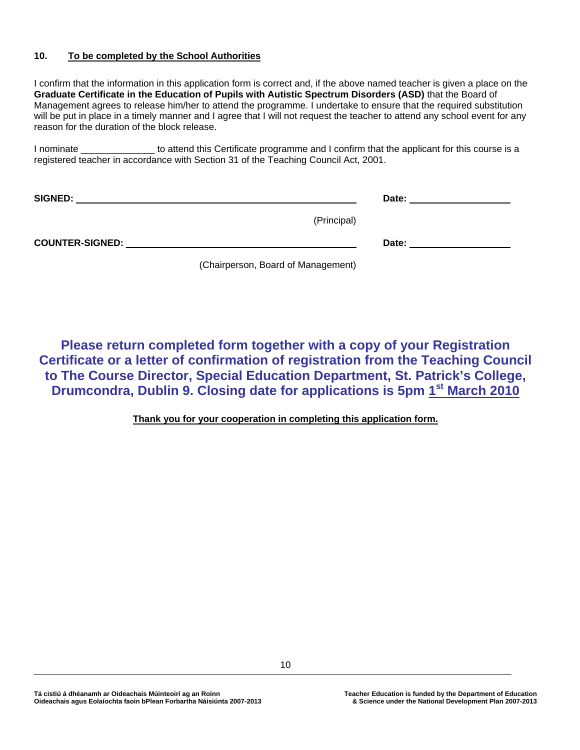## 10. To be completed by the School Authorities

I confirm that the information in this application form is correct and, if the above named teacher is given a place on the **Graduate Certificate in the Education of Pupils with Autistic Spectrum Disorders (ASD)** that the Board of Management agrees to release him/her to attend the programme. I undertake to ensure that the required substitution will be put in place in a timely manner and I agree that I will not request the teacher to attend any school event for any reason for the duration of the block release.

I nominate ______________ to attend this Certificate programme and I confirm that the applicant for this course is a registered teacher in accordance with Section 31 of the Teaching Council Act, 2001.

**SIGNED:** ______________________________________________ **Date:** ____________________

(Principal)

**COUNTER-SIGNED:** ______________________________________ **Date:** ____________________

(Chairperson, Board of Management)

**Please return completed form together with a copy of your Registration Certificate or a letter of confirmation of registration from the Teaching Council to The Course Director, Special Education Department, St. Patrick's College, Drumcondra, Dublin 9. Closing date for applications is 5pm 1st March 2010**

**Thank you for your cooperation in completing this application form.**

Tá cistiú á dhéanamh ar Oideachais Múinteoirí ag an Roinn Oideachais agus Eolaíochta faoin bPlean Forbartha Náisiúnta 2007-2013

Teacher Education is funded by the Department of Education & Science under the National Development Plan 2007-2013